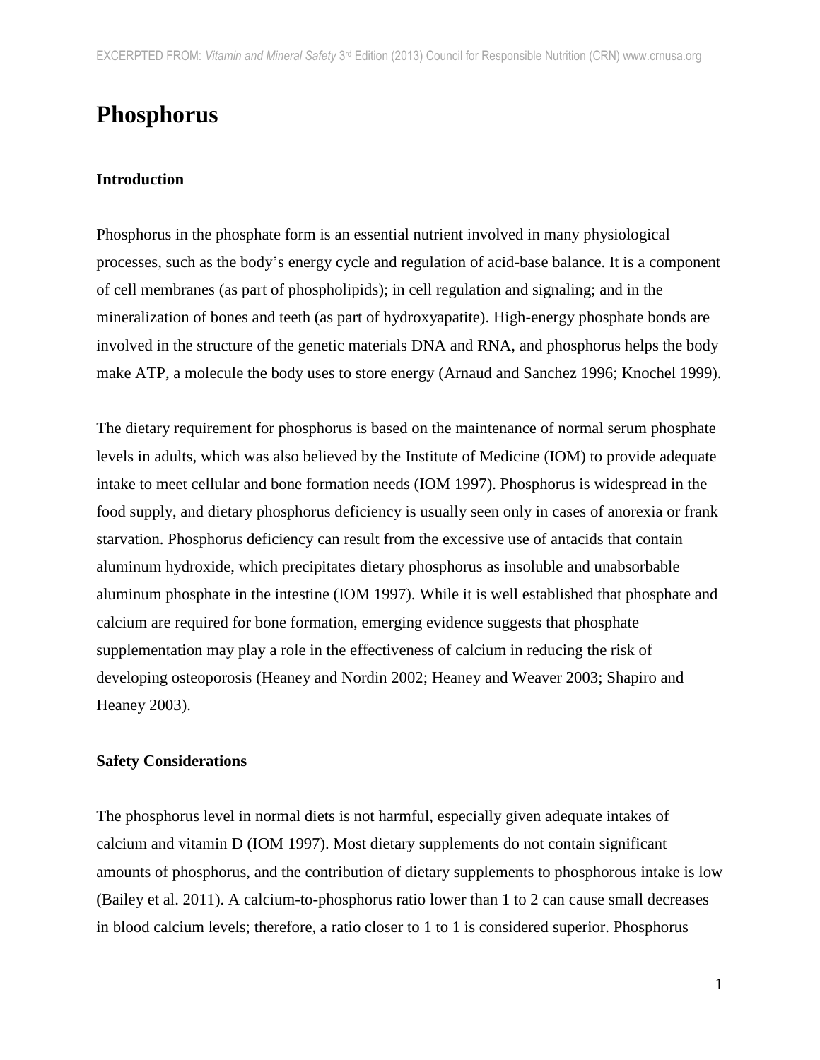# Phosphorus

## Introduction

Phosphorus in the phosphate form is an essential nutrient involved in many physiological processes, such as the body's energy cycle and regulation of acid-base balance. It is a component of cell membranes (as part of phospholipids); in cell regulation and signaling; and in the mineralization of bones and teeth (as part of hydroxyapatite). High-energy phosphate bonds are involved in the structure of the genetic materials DNA and RNA, and phosphorus helps the body make ATP, a molecule the body uses to store energy (Arnaud and Sanchez 1996; Knochel 1999).

The dietary requirement for phosphorus is based on the maintenance of normal serum phosphate levels in adults, which was also believed by the Institute of Medicine (IOM) to provide adequate intake to meet cellular and bone formation needs (IOM 1997). Phosphorus is widespread in the food supply, and dietary phosphorus deficiency is usually seen only in cases of anorexia or frank starvation. Phosphorus deficiency can result from the excessive use of antacids that contain aluminum hydroxide, which precipitates dietary phosphorus as insoluble and unabsorbable aluminum phosphate in the intestine (IOM 1997). While it is well established that phosphate and calcium are required for bone formation, emerging evidence suggests that phosphate supplementation may play a role in the effectiveness of calcium in reducing the risk of developing osteoporosis (Heaney and Nordin 2002; Heaney and Weaver 2003; Shapiro and Heaney 2003).

## Safety Considerations

The phosphorus level in normal diets is not harmful, especially given adequate intakes of calcium and vitamin D (IOM 1997). Most dietary supplements do not contain significant amounts of phosphorus, and the contribution of dietary supplements to phosphorous intake is low (Bailey et al. 2011). A calcium-to-phosphorus ratio lower than 1 to 2 can cause small decreases in blood calcium levels; therefore, a ratio closer to 1 to 1 is considered superior. Phosphorus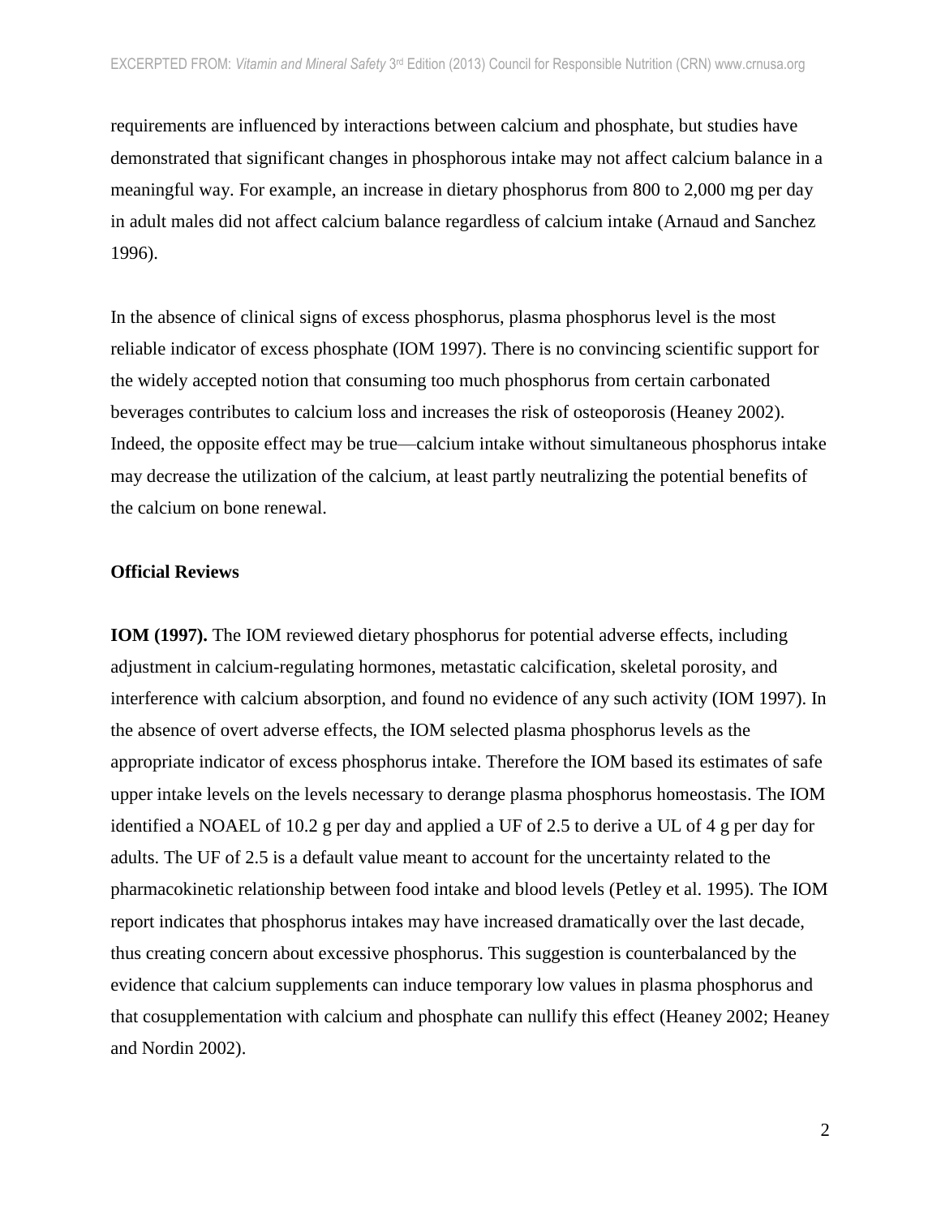requirements are influenced by interactions between calcium and phosphate, but studies have demonstrated that significant changes in phosphorous intake may not affect calcium balance in a meaningful way. For example, an increase in dietary phosphorus from 800 to 2,000 mg per day in adult males did not affect calcium balance regardless of calcium intake (Arnaud and Sanchez 1996).

In the absence of clinical signs of excess phosphorus, plasma phosphorus level is the most reliable indicator of excess phosphate (IOM 1997). There is no convincing scientific support for the widely accepted notion that consuming too much phosphorus from certain carbonated beverages contributes to calcium loss and increases the risk of osteoporosis (Heaney 2002). Indeed, the opposite effect may be true—calcium intake without simultaneous phosphorus intake may decrease the utilization of the calcium, at least partly neutralizing the potential benefits of the calcium on bone renewal.

**Official Reviews**

**IOM (1997).** The IOM reviewed dietary phosphorus for potential adverse effects, including adjustment in calcium-regulating hormones, metastatic calcification, skeletal porosity, and interference with calcium absorption, and found no evidence of any such activity (IOM 1997). In the absence of overt adverse effects, the IOM selected plasma phosphorus levels as the appropriate indicator of excess phosphorus intake. Therefore the IOM based its estimates of safe upper intake levels on the levels necessary to derange plasma phosphorus homeostasis. The IOM identified a NOAEL of 10.2 g per day and applied a UF of 2.5 to derive a UL of 4 g per day for adults. The UF of 2.5 is a default value meant to account for the uncertainty related to the pharmacokinetic relationship between food intake and blood levels (Petley et al. 1995). The IOM report indicates that phosphorus intakes may have increased dramatically over the last decade, thus creating concern about excessive phosphorus. This suggestion is counterbalanced by the evidence that calcium supplements can induce temporary low values in plasma phosphorus and that cosupplementation with calcium and phosphate can nullify this effect (Heaney 2002; Heaney and Nordin 2002).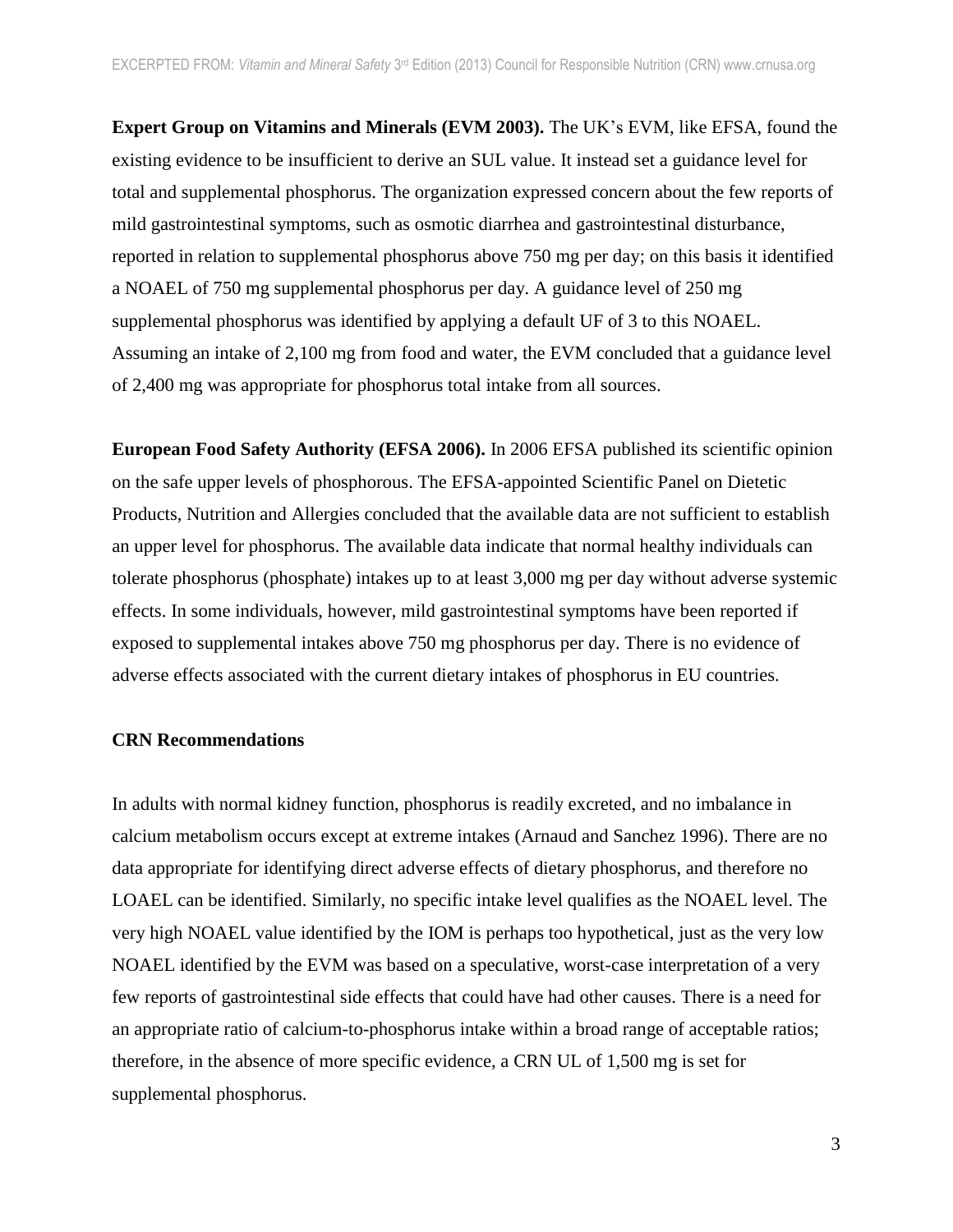**Expert Group on Vitamins and Minerals (EVM 2003).** The UK's EVM, like EFSA, found the existing evidence to be insufficient to derive an SUL value. It instead set a guidance level for total and supplemental phosphorus. The organization expressed concern about the few reports of mild gastrointestinal symptoms, such as osmotic diarrhea and gastrointestinal disturbance, reported in relation to supplemental phosphorus above 750 mg per day; on this basis it identified a NOAEL of 750 mg supplemental phosphorus per day. A guidance level of 250 mg supplemental phosphorus was identified by applying a default UF of 3 to this NOAEL. Assuming an intake of 2,100 mg from food and water, the EVM concluded that a guidance level of 2,400 mg was appropriate for phosphorus total intake from all sources.

**European Food Safety Authority (EFSA 2006).** In 2006 EFSA published its scientific opinion on the safe upper levels of phosphorous. The EFSA-appointed Scientific Panel on Dietetic Products, Nutrition and Allergies concluded that the available data are not sufficient to establish an upper level for phosphorus. The available data indicate that normal healthy individuals can tolerate phosphorus (phosphate) intakes up to at least 3,000 mg per day without adverse systemic effects. In some individuals, however, mild gastrointestinal symptoms have been reported if exposed to supplemental intakes above 750 mg phosphorus per day. There is no evidence of adverse effects associated with the current dietary intakes of phosphorus in EU countries.

**CRN Recommendations**

In adults with normal kidney function, phosphorus is readily excreted, and no imbalance in calcium metabolism occurs except at extreme intakes (Arnaud and Sanchez 1996). There are no data appropriate for identifying direct adverse effects of dietary phosphorus, and therefore no LOAEL can be identified. Similarly, no specific intake level qualifies as the NOAEL level. The very high NOAEL value identified by the IOM is perhaps too hypothetical, just as the very low NOAEL identified by the EVM was based on a speculative, worst-case interpretation of a very few reports of gastrointestinal side effects that could have had other causes. There is a need for an appropriate ratio of calcium-to-phosphorus intake within a broad range of acceptable ratios; therefore, in the absence of more specific evidence, a CRN UL of 1,500 mg is set for supplemental phosphorus.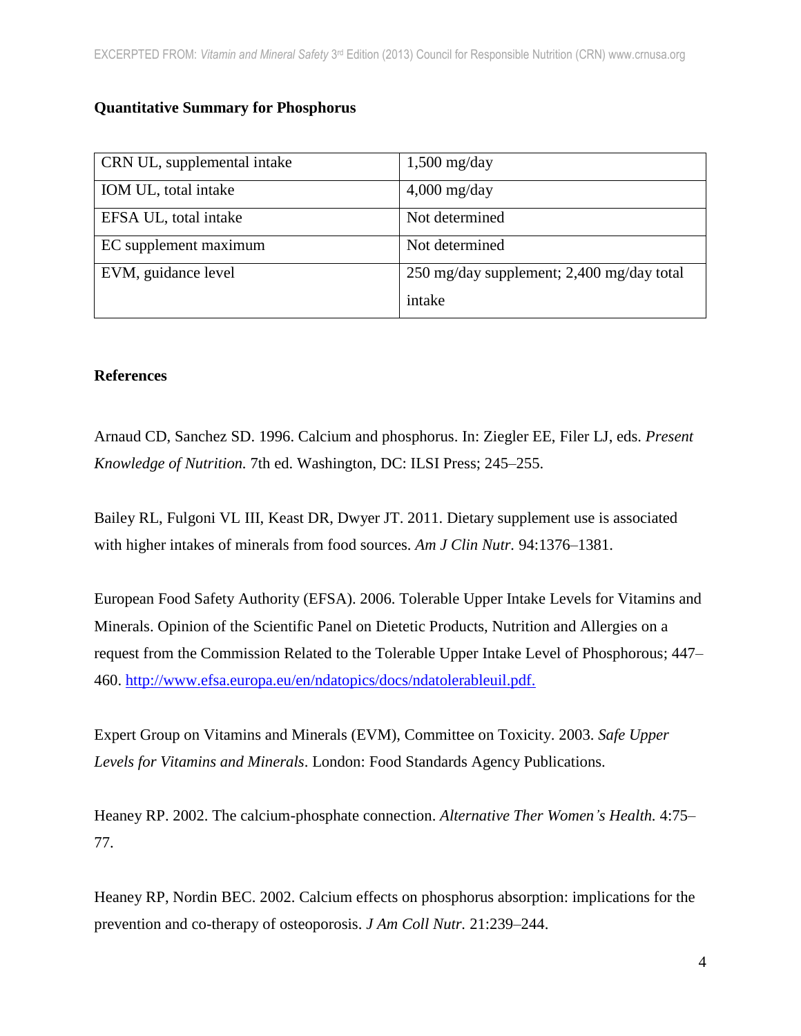**Quantitative Summary for Phosphorus**

| | |
|---|---|
| CRN UL, supplemental intake | 1,500 mg/day |
| IOM UL, total intake | 4,000 mg/day |
| EFSA UL, total intake | Not determined |
| EC supplement maximum | Not determined |
| EVM, guidance level | 250 mg/day supplement; 2,400 mg/day total intake |

**References**

Arnaud CD, Sanchez SD. 1996. Calcium and phosphorus. In: Ziegler EE, Filer LJ, eds. *Present Knowledge of Nutrition.* 7th ed. Washington, DC: ILSI Press; 245–255.

Bailey RL, Fulgoni VL III, Keast DR, Dwyer JT. 2011. Dietary supplement use is associated with higher intakes of minerals from food sources. *Am J Clin Nutr.* 94:1376–1381.

European Food Safety Authority (EFSA). 2006. Tolerable Upper Intake Levels for Vitamins and Minerals. Opinion of the Scientific Panel on Dietetic Products, Nutrition and Allergies on a request from the Commission Related to the Tolerable Upper Intake Level of Phosphorous; 447–460. http://www.efsa.europa.eu/en/ndatopics/docs/ndatolerableuil.pdf.

Expert Group on Vitamins and Minerals (EVM), Committee on Toxicity. 2003. *Safe Upper Levels for Vitamins and Minerals*. London: Food Standards Agency Publications.

Heaney RP. 2002. The calcium-phosphate connection. *Alternative Ther Women's Health.* 4:75–77.

Heaney RP, Nordin BEC. 2002. Calcium effects on phosphorus absorption: implications for the prevention and co-therapy of osteoporosis. *J Am Coll Nutr.* 21:239–244.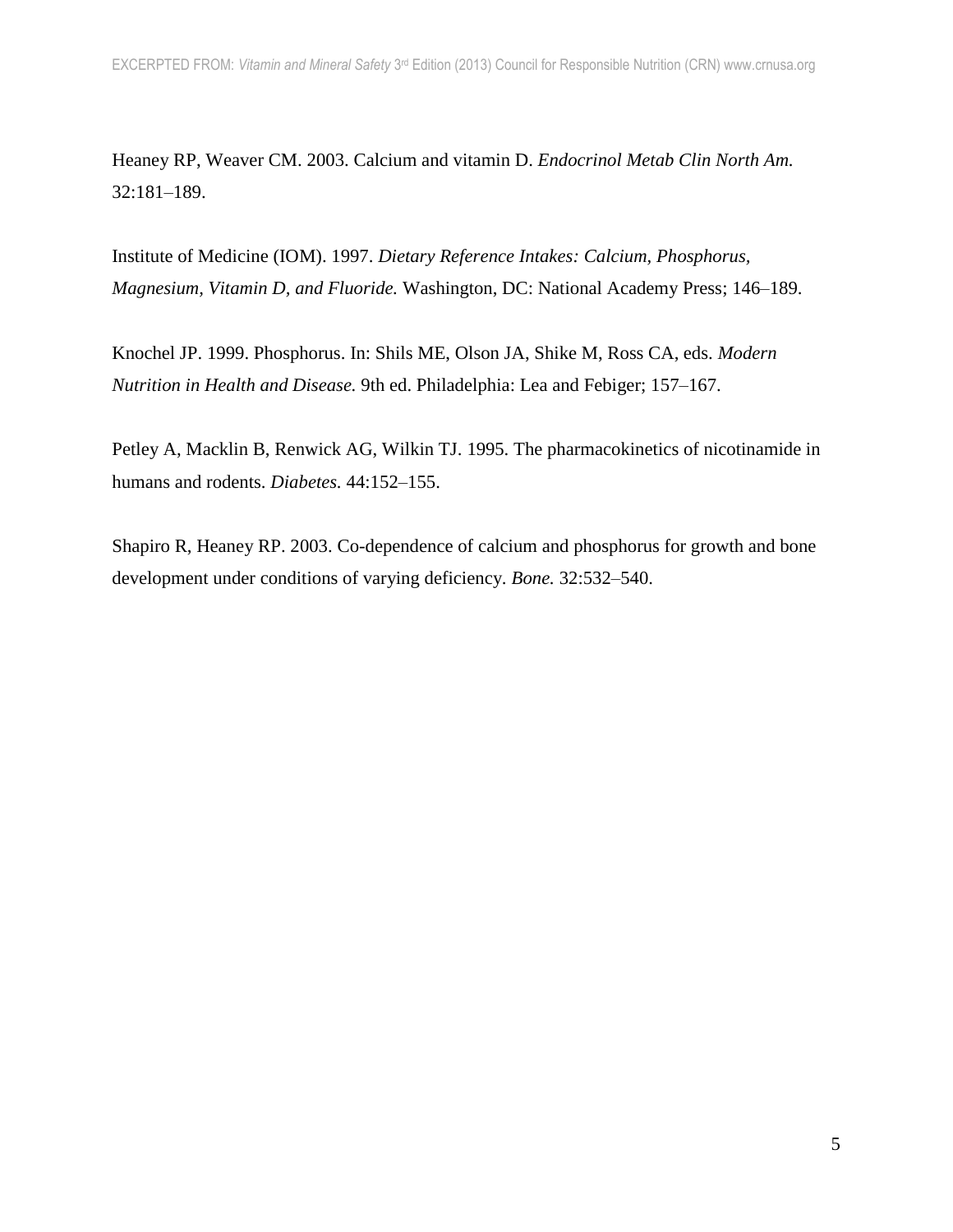Heaney RP, Weaver CM. 2003. Calcium and vitamin D. *Endocrinol Metab Clin North Am.* 32:181–189.

Institute of Medicine (IOM). 1997. *Dietary Reference Intakes: Calcium, Phosphorus, Magnesium, Vitamin D, and Fluoride.* Washington, DC: National Academy Press; 146–189.

Knochel JP. 1999. Phosphorus. In: Shils ME, Olson JA, Shike M, Ross CA, eds. *Modern Nutrition in Health and Disease.* 9th ed. Philadelphia: Lea and Febiger; 157–167.

Petley A, Macklin B, Renwick AG, Wilkin TJ. 1995. The pharmacokinetics of nicotinamide in humans and rodents. *Diabetes.* 44:152–155.

Shapiro R, Heaney RP. 2003. Co-dependence of calcium and phosphorus for growth and bone development under conditions of varying deficiency. *Bone.* 32:532–540.